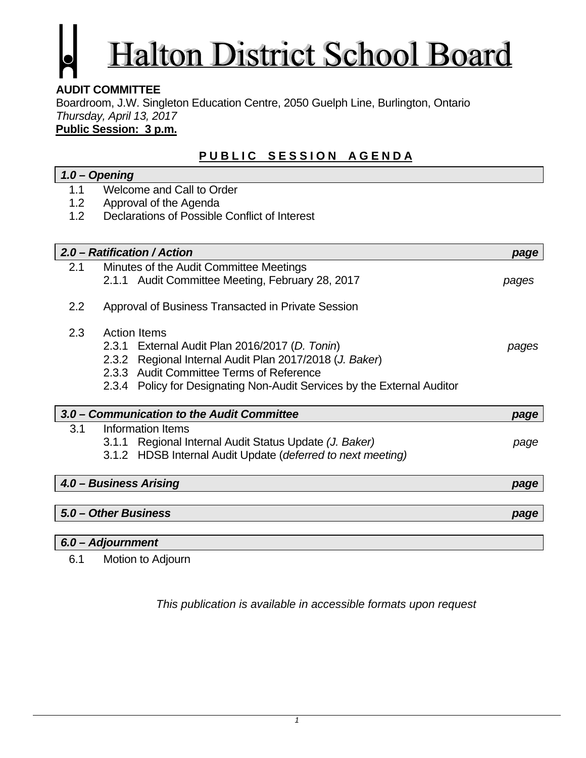# Halton District School Board

**AUDIT COMMITTEE**
Boardroom, J.W. Singleton Education Centre, 2050 Guelph Line, Burlington, Ontario
*Thursday, April 13, 2017*
**Public Session: 3 p.m.**

## PUBLIC SESSION AGENDA

### *1.0 – Opening*

- 1.1 Welcome and Call to Order
- 1.2 Approval of the Agenda
- 1.2 Declarations of Possible Conflict of Interest

### *2.0 – Ratification / Action* — *page*

- 2.1 Minutes of the Audit Committee Meetings
  - 2.1.1 Audit Committee Meeting, February 28, 2017 — *pages*
- 2.2 Approval of Business Transacted in Private Session
- 2.3 Action Items
  - 2.3.1 External Audit Plan 2016/2017 (*D. Tonin*) — *pages*
  - 2.3.2 Regional Internal Audit Plan 2017/2018 (*J. Baker*)
  - 2.3.3 Audit Committee Terms of Reference
  - 2.3.4 Policy for Designating Non-Audit Services by the External Auditor

### *3.0 – Communication to the Audit Committee* — *page*

- 3.1 Information Items
  - 3.1.1 Regional Internal Audit Status Update *(J. Baker)* — *page*
  - 3.1.2 HDSB Internal Audit Update (*deferred to next meeting)*

### *4.0 – Business Arising* — *page*

### *5.0 – Other Business* — *page*

### *6.0 – Adjournment*

- 6.1 Motion to Adjourn

*This publication is available in accessible formats upon request*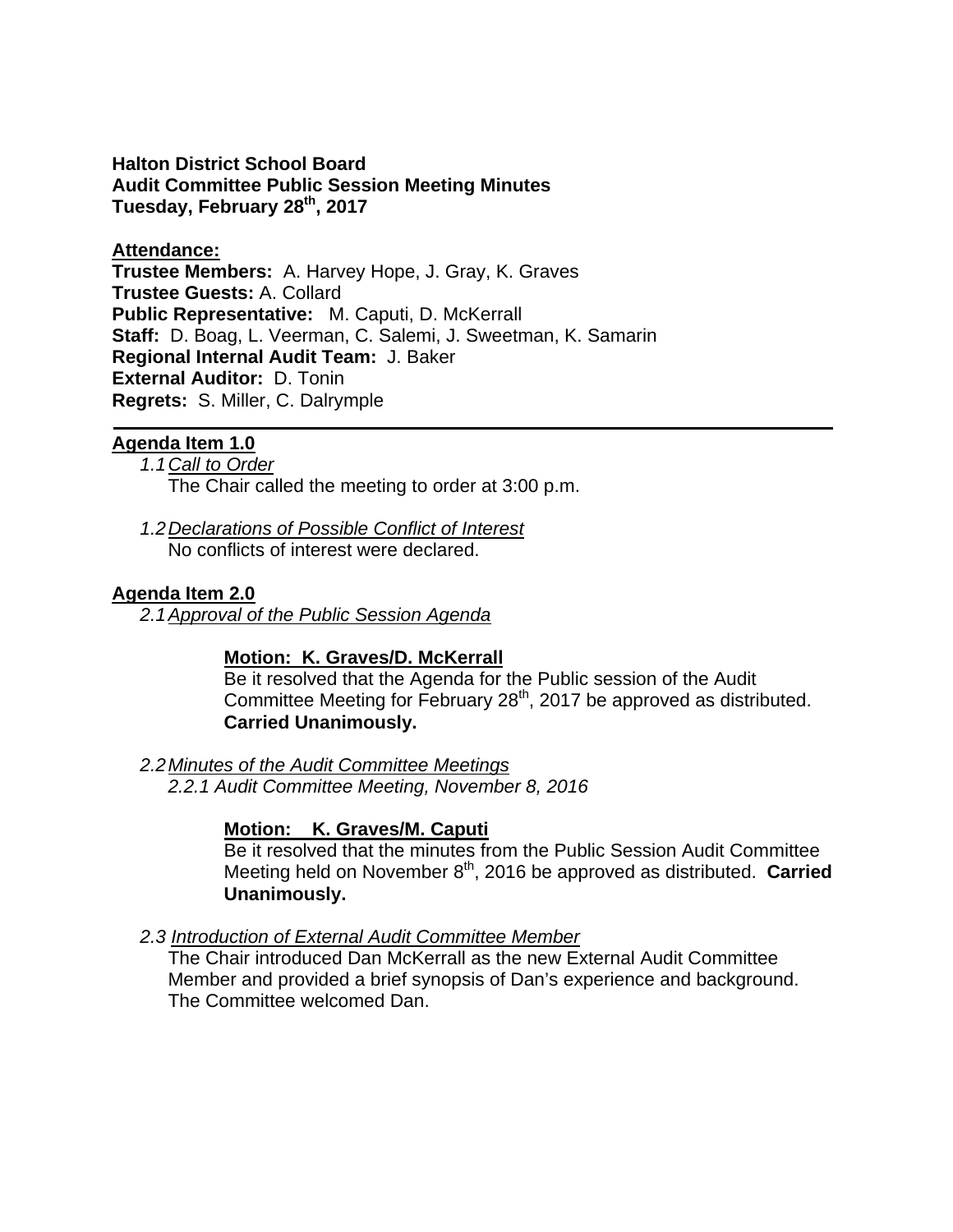**Halton District School Board**
**Audit Committee Public Session Meeting Minutes**
**Tuesday, February 28th, 2017**

**Attendance:**
**Trustee Members:** A. Harvey Hope, J. Gray, K. Graves
**Trustee Guests:** A. Collard
**Public Representative:** M. Caputi, D. McKerrall
**Staff:** D. Boag, L. Veerman, C. Salemi, J. Sweetman, K. Samarin
**Regional Internal Audit Team:** J. Baker
**External Auditor:** D. Tonin
**Regrets:** S. Miller, C. Dalrymple

---

**Agenda Item 1.0**

*1.1 Call to Order*
The Chair called the meeting to order at 3:00 p.m.

*1.2 Declarations of Possible Conflict of Interest*
No conflicts of interest were declared.

**Agenda Item 2.0**

*2.1 Approval of the Public Session Agenda*

**Motion: K. Graves/D. McKerrall**
Be it resolved that the Agenda for the Public session of the Audit Committee Meeting for February 28th, 2017 be approved as distributed. **Carried Unanimously.**

*2.2 Minutes of the Audit Committee Meetings*
*2.2.1 Audit Committee Meeting, November 8, 2016*

**Motion: K. Graves/M. Caputi**
Be it resolved that the minutes from the Public Session Audit Committee Meeting held on November 8th, 2016 be approved as distributed. **Carried Unanimously.**

*2.3 Introduction of External Audit Committee Member*
The Chair introduced Dan McKerrall as the new External Audit Committee Member and provided a brief synopsis of Dan's experience and background. The Committee welcomed Dan.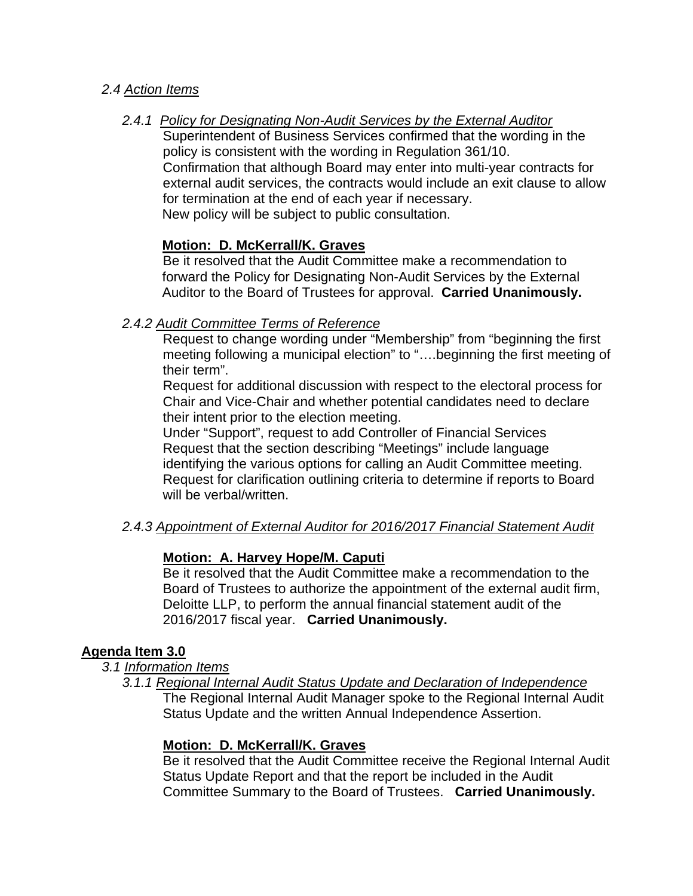*2.4 Action Items*

*2.4.1 Policy for Designating Non-Audit Services by the External Auditor*

Superintendent of Business Services confirmed that the wording in the policy is consistent with the wording in Regulation 361/10.

Confirmation that although Board may enter into multi-year contracts for external audit services, the contracts would include an exit clause to allow for termination at the end of each year if necessary.

New policy will be subject to public consultation.

**Motion: D. McKerrall/K. Graves**

Be it resolved that the Audit Committee make a recommendation to forward the Policy for Designating Non-Audit Services by the External Auditor to the Board of Trustees for approval. **Carried Unanimously.**

*2.4.2 Audit Committee Terms of Reference*

Request to change wording under "Membership" from "beginning the first meeting following a municipal election" to "….beginning the first meeting of their term".

Request for additional discussion with respect to the electoral process for Chair and Vice-Chair and whether potential candidates need to declare their intent prior to the election meeting.

Under "Support", request to add Controller of Financial Services

Request that the section describing "Meetings" include language identifying the various options for calling an Audit Committee meeting.

Request for clarification outlining criteria to determine if reports to Board will be verbal/written.

*2.4.3 Appointment of External Auditor for 2016/2017 Financial Statement Audit*

**Motion: A. Harvey Hope/M. Caputi**

Be it resolved that the Audit Committee make a recommendation to the Board of Trustees to authorize the appointment of the external audit firm, Deloitte LLP, to perform the annual financial statement audit of the 2016/2017 fiscal year. **Carried Unanimously.**

## Agenda Item 3.0

*3.1 Information Items*

*3.1.1 Regional Internal Audit Status Update and Declaration of Independence*

The Regional Internal Audit Manager spoke to the Regional Internal Audit Status Update and the written Annual Independence Assertion.

**Motion: D. McKerrall/K. Graves**

Be it resolved that the Audit Committee receive the Regional Internal Audit Status Update Report and that the report be included in the Audit Committee Summary to the Board of Trustees. **Carried Unanimously.**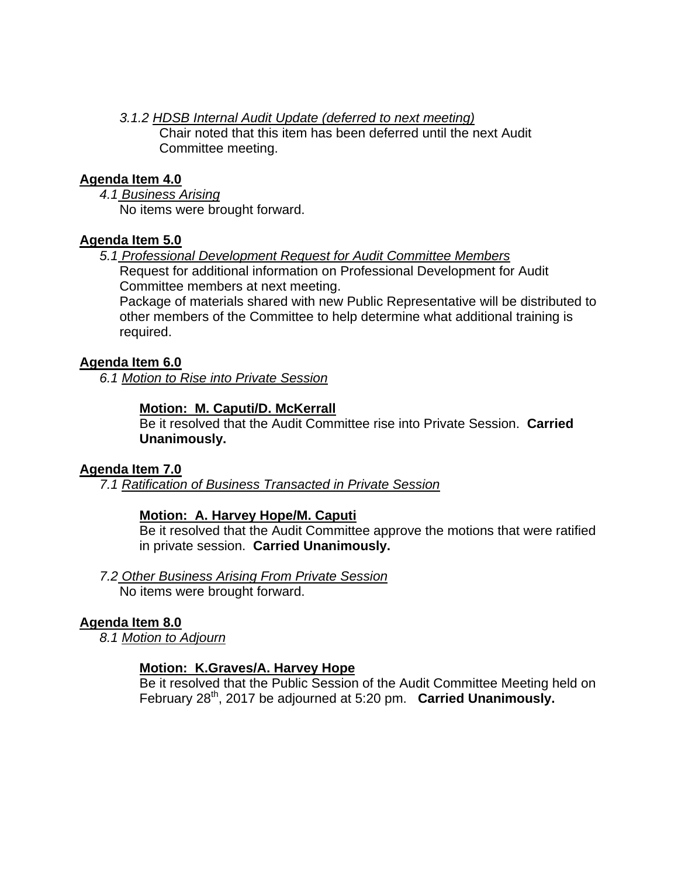*3.1.2 HDSB Internal Audit Update (deferred to next meeting)*
Chair noted that this item has been deferred until the next Audit Committee meeting.

**Agenda Item 4.0**

*4.1 Business Arising*
No items were brought forward.

**Agenda Item 5.0**

*5.1 Professional Development Request for Audit Committee Members*
Request for additional information on Professional Development for Audit Committee members at next meeting.
Package of materials shared with new Public Representative will be distributed to other members of the Committee to help determine what additional training is required.

**Agenda Item 6.0**

*6.1 Motion to Rise into Private Session*

**Motion: M. Caputi/D. McKerrall**
Be it resolved that the Audit Committee rise into Private Session. **Carried Unanimously.**

**Agenda Item 7.0**

*7.1 Ratification of Business Transacted in Private Session*

**Motion: A. Harvey Hope/M. Caputi**
Be it resolved that the Audit Committee approve the motions that were ratified in private session. **Carried Unanimously.**

*7.2 Other Business Arising From Private Session*
No items were brought forward.

**Agenda Item 8.0**

*8.1 Motion to Adjourn*

**Motion: K.Graves/A. Harvey Hope**
Be it resolved that the Public Session of the Audit Committee Meeting held on February 28th, 2017 be adjourned at 5:20 pm. **Carried Unanimously.**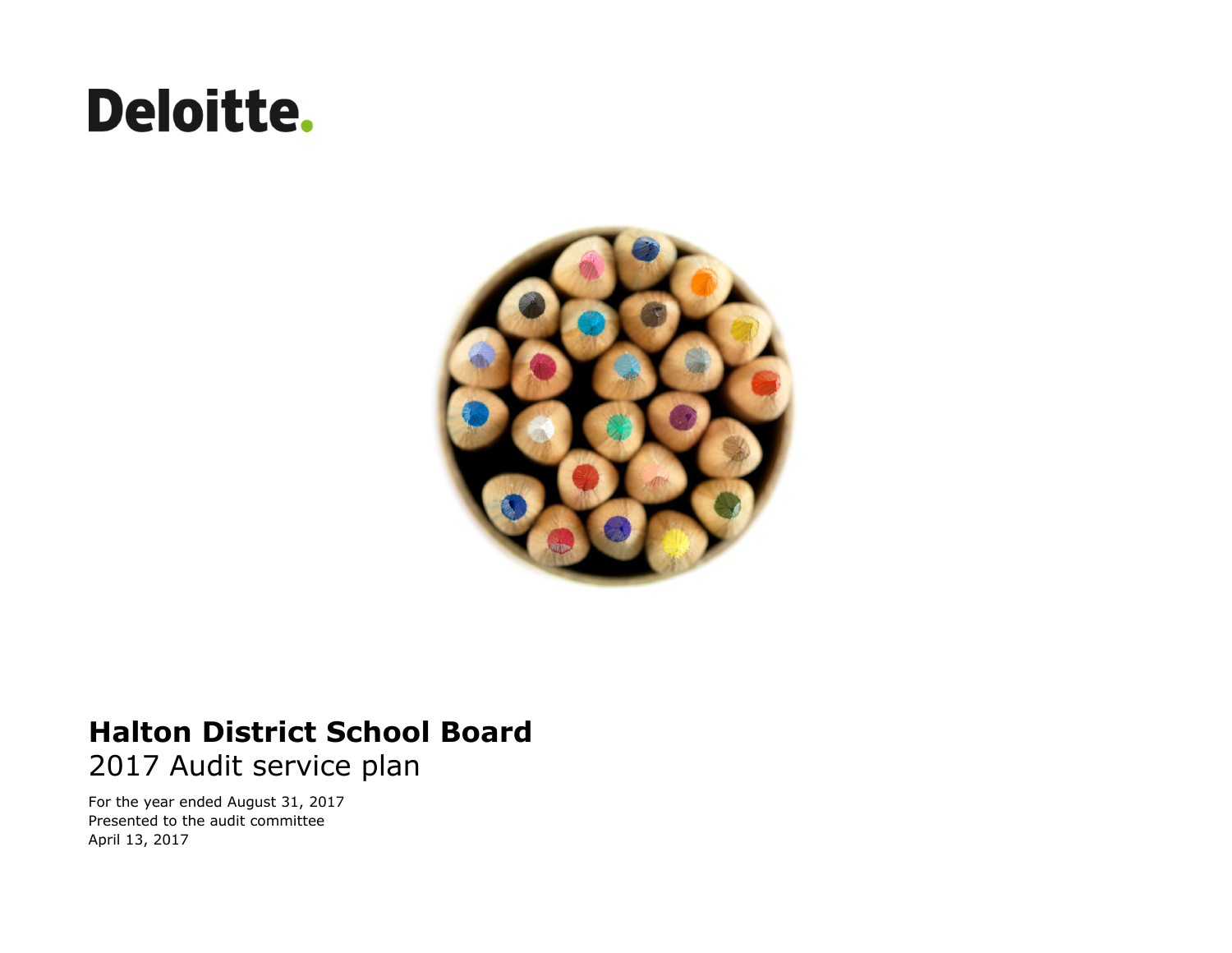Deloitte.

# Halton District School Board
## 2017 Audit service plan

For the year ended August 31, 2017
Presented to the audit committee
April 13, 2017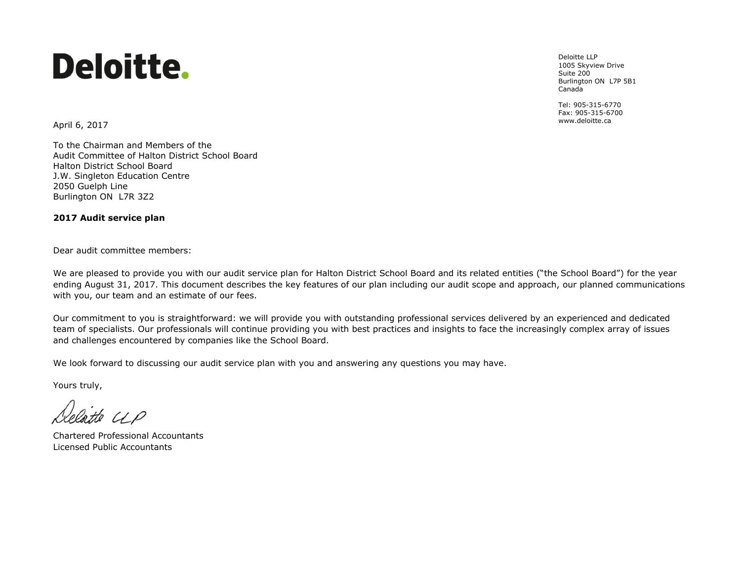Deloitte.

Deloitte LLP
1005 Skyview Drive
Suite 200
Burlington ON L7P 5B1
Canada

Tel: 905-315-6770
Fax: 905-315-6700
www.deloitte.ca

April 6, 2017

To the Chairman and Members of the
Audit Committee of Halton District School Board
Halton District School Board
J.W. Singleton Education Centre
2050 Guelph Line
Burlington ON L7R 3Z2

**2017 Audit service plan**

Dear audit committee members:

We are pleased to provide you with our audit service plan for Halton District School Board and its related entities ("the School Board") for the year ending August 31, 2017. This document describes the key features of our plan including our audit scope and approach, our planned communications with you, our team and an estimate of our fees.

Our commitment to you is straightforward: we will provide you with outstanding professional services delivered by an experienced and dedicated team of specialists. Our professionals will continue providing you with best practices and insights to face the increasingly complex array of issues and challenges encountered by companies like the School Board.

We look forward to discussing our audit service plan with you and answering any questions you may have.

Yours truly,

Deloitte LLP

Chartered Professional Accountants
Licensed Public Accountants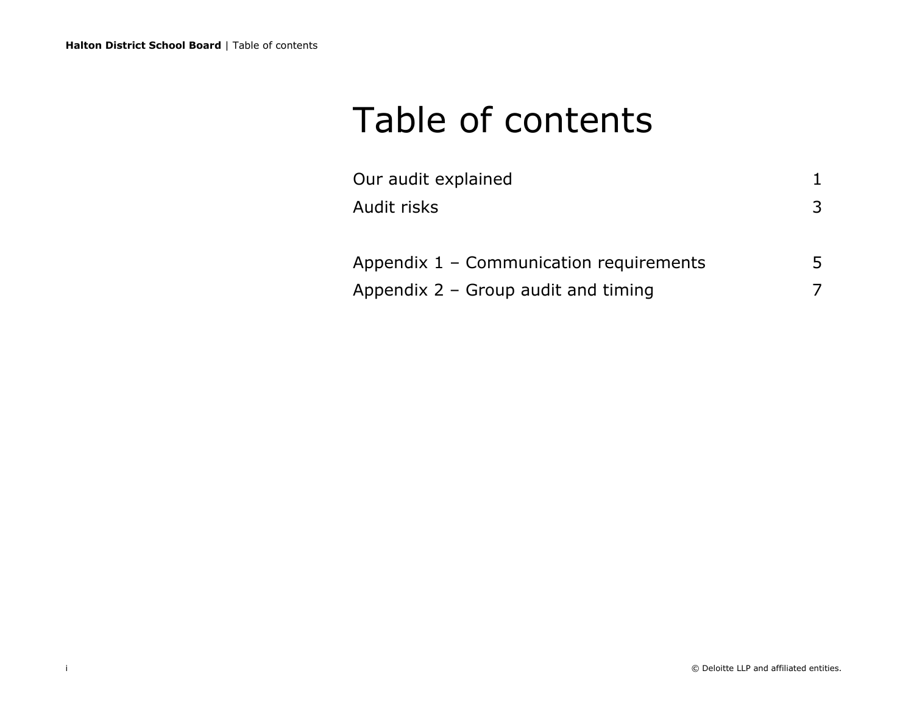# Table of contents

| | |
|---|---|
| Our audit explained | 1 |
| Audit risks | 3 |
| | |
| Appendix 1 – Communication requirements | 5 |
| Appendix 2 – Group audit and timing | 7 |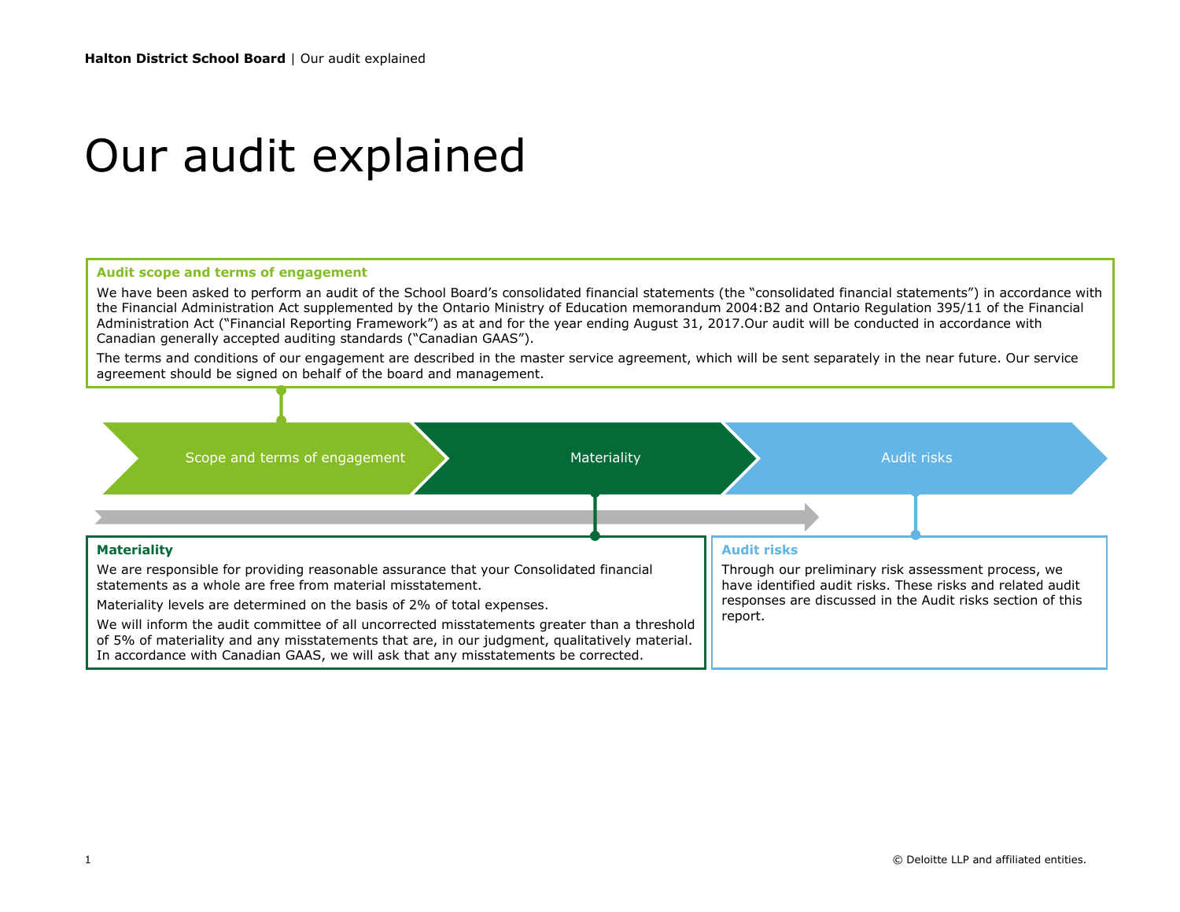# Our audit explained

### Audit scope and terms of engagement

We have been asked to perform an audit of the School Board's consolidated financial statements (the "consolidated financial statements") in accordance with the Financial Administration Act supplemented by the Ontario Ministry of Education memorandum 2004:B2 and Ontario Regulation 395/11 of the Financial Administration Act ("Financial Reporting Framework") as at and for the year ending August 31, 2017.Our audit will be conducted in accordance with Canadian generally accepted auditing standards ("Canadian GAAS").

The terms and conditions of our engagement are described in the master service agreement, which will be sent separately in the near future. Our service agreement should be signed on behalf of the board and management.

Scope and terms of engagement → Materiality → Audit risks

### Materiality

We are responsible for providing reasonable assurance that your Consolidated financial statements as a whole are free from material misstatement.

Materiality levels are determined on the basis of 2% of total expenses.

We will inform the audit committee of all uncorrected misstatements greater than a threshold of 5% of materiality and any misstatements that are, in our judgment, qualitatively material. In accordance with Canadian GAAS, we will ask that any misstatements be corrected.

### Audit risks

Through our preliminary risk assessment process, we have identified audit risks. These risks and related audit responses are discussed in the Audit risks section of this report.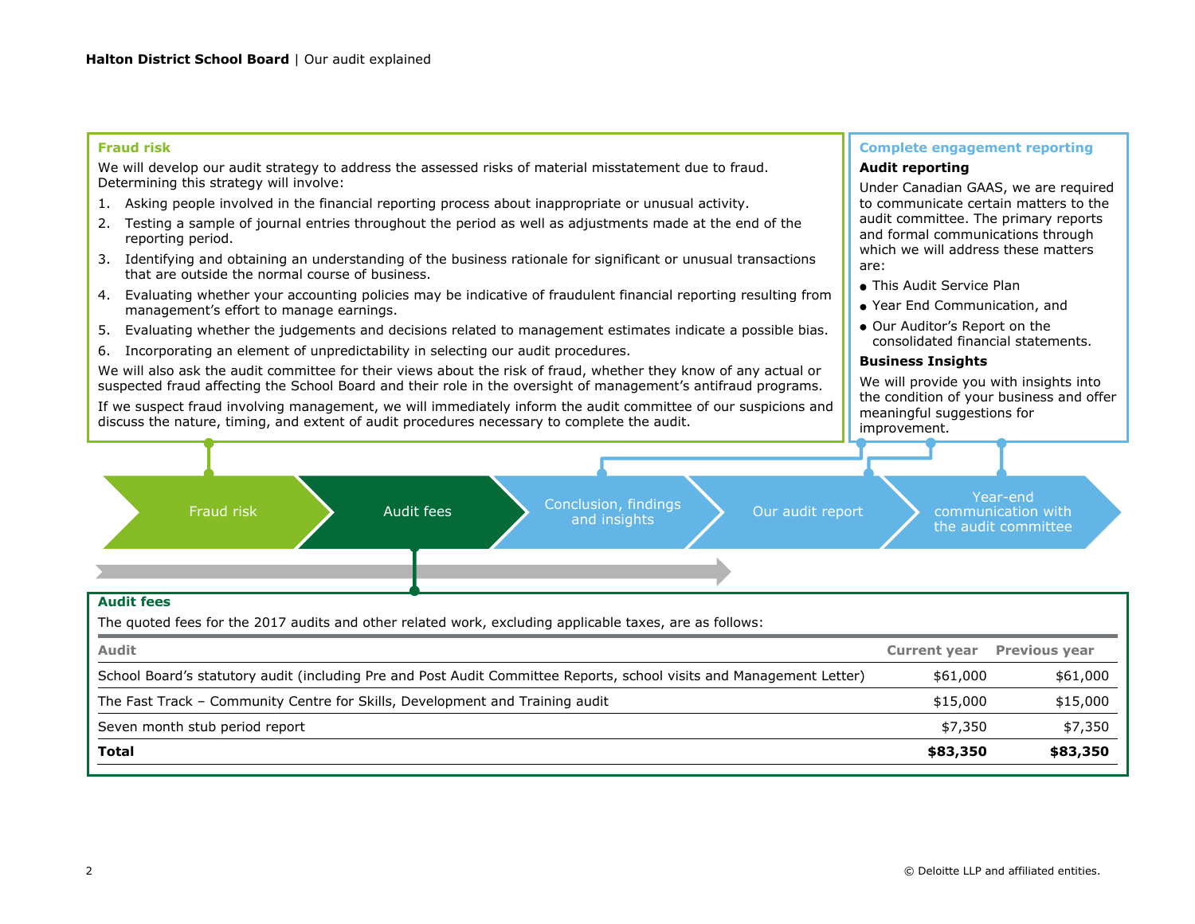## Fraud risk

We will develop our audit strategy to address the assessed risks of material misstatement due to fraud. Determining this strategy will involve:

1. Asking people involved in the financial reporting process about inappropriate or unusual activity.
2. Testing a sample of journal entries throughout the period as well as adjustments made at the end of the reporting period.
3. Identifying and obtaining an understanding of the business rationale for significant or unusual transactions that are outside the normal course of business.
4. Evaluating whether your accounting policies may be indicative of fraudulent financial reporting resulting from management's effort to manage earnings.
5. Evaluating whether the judgements and decisions related to management estimates indicate a possible bias.
6. Incorporating an element of unpredictability in selecting our audit procedures.

We will also ask the audit committee for their views about the risk of fraud, whether they know of any actual or suspected fraud affecting the School Board and their role in the oversight of management's antifraud programs.

If we suspect fraud involving management, we will immediately inform the audit committee of our suspicions and discuss the nature, timing, and extent of audit procedures necessary to complete the audit.

## Complete engagement reporting

### Audit reporting

Under Canadian GAAS, we are required to communicate certain matters to the audit committee. The primary reports and formal communications through which we will address these matters are:

- This Audit Service Plan
- Year End Communication, and
- Our Auditor's Report on the consolidated financial statements.

### Business Insights

We will provide you with insights into the condition of your business and offer meaningful suggestions for improvement.

Fraud risk → Audit fees → Conclusion, findings and insights → Our audit report → Year-end communication with the audit committee

## Audit fees

The quoted fees for the 2017 audits and other related work, excluding applicable taxes, are as follows:

| Audit | Current year | Previous year |
|---|---|---|
| School Board's statutory audit (including Pre and Post Audit Committee Reports, school visits and Management Letter) | $61,000 | $61,000 |
| The Fast Track – Community Centre for Skills, Development and Training audit | $15,000 | $15,000 |
| Seven month stub period report | $7,350 | $7,350 |
| **Total** | **$83,350** | **$83,350** |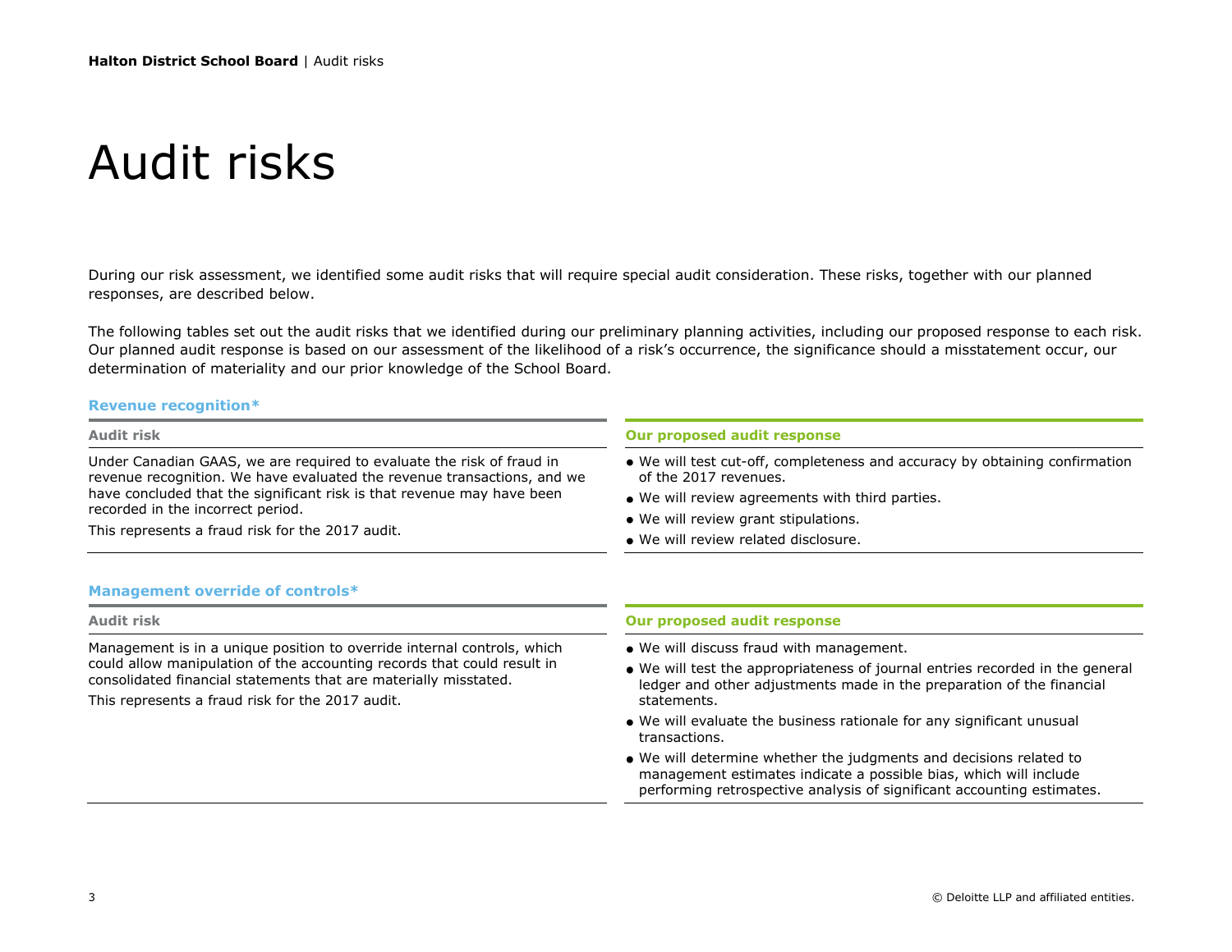# Audit risks

During our risk assessment, we identified some audit risks that will require special audit consideration. These risks, together with our planned responses, are described below.

The following tables set out the audit risks that we identified during our preliminary planning activities, including our proposed response to each risk. Our planned audit response is based on our assessment of the likelihood of a risk's occurrence, the significance should a misstatement occur, our determination of materiality and our prior knowledge of the School Board.

### Revenue recognition*

| Audit risk | Our proposed audit response |
| --- | --- |
| Under Canadian GAAS, we are required to evaluate the risk of fraud in revenue recognition. We have evaluated the revenue transactions, and we have concluded that the significant risk is that revenue may have been recorded in the incorrect period.<br><br>This represents a fraud risk for the 2017 audit. | • We will test cut-off, completeness and accuracy by obtaining confirmation of the 2017 revenues.<br>• We will review agreements with third parties.<br>• We will review grant stipulations.<br>• We will review related disclosure. |

### Management override of controls*

| Audit risk | Our proposed audit response |
| --- | --- |
| Management is in a unique position to override internal controls, which could allow manipulation of the accounting records that could result in consolidated financial statements that are materially misstated.<br><br>This represents a fraud risk for the 2017 audit. | • We will discuss fraud with management.<br>• We will test the appropriateness of journal entries recorded in the general ledger and other adjustments made in the preparation of the financial statements.<br>• We will evaluate the business rationale for any significant unusual transactions.<br>• We will determine whether the judgments and decisions related to management estimates indicate a possible bias, which will include performing retrospective analysis of significant accounting estimates. |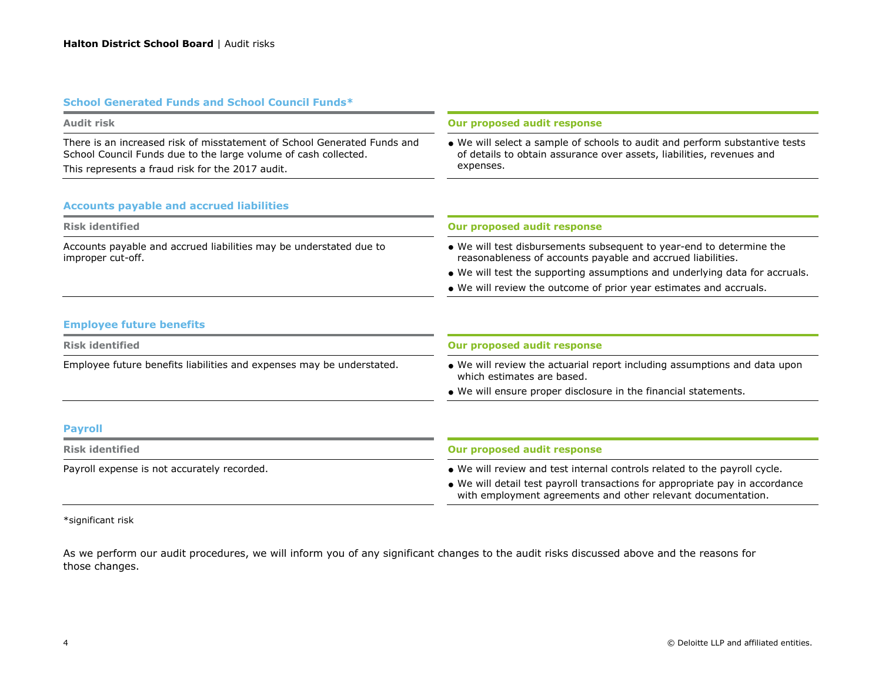### School Generated Funds and School Council Funds*

| Audit risk | Our proposed audit response |
|---|---|
| There is an increased risk of misstatement of School Generated Funds and School Council Funds due to the large volume of cash collected.<br>This represents a fraud risk for the 2017 audit. | • We will select a sample of schools to audit and perform substantive tests of details to obtain assurance over assets, liabilities, revenues and expenses. |

### Accounts payable and accrued liabilities

| Risk identified | Our proposed audit response |
|---|---|
| Accounts payable and accrued liabilities may be understated due to improper cut-off. | • We will test disbursements subsequent to year-end to determine the reasonableness of accounts payable and accrued liabilities.<br>• We will test the supporting assumptions and underlying data for accruals.<br>• We will review the outcome of prior year estimates and accruals. |

### Employee future benefits

| Risk identified | Our proposed audit response |
|---|---|
| Employee future benefits liabilities and expenses may be understated. | • We will review the actuarial report including assumptions and data upon which estimates are based.<br>• We will ensure proper disclosure in the financial statements. |

### Payroll

| Risk identified | Our proposed audit response |
|---|---|
| Payroll expense is not accurately recorded. | • We will review and test internal controls related to the payroll cycle.<br>• We will detail test payroll transactions for appropriate pay in accordance with employment agreements and other relevant documentation. |

*significant risk

As we perform our audit procedures, we will inform you of any significant changes to the audit risks discussed above and the reasons for those changes.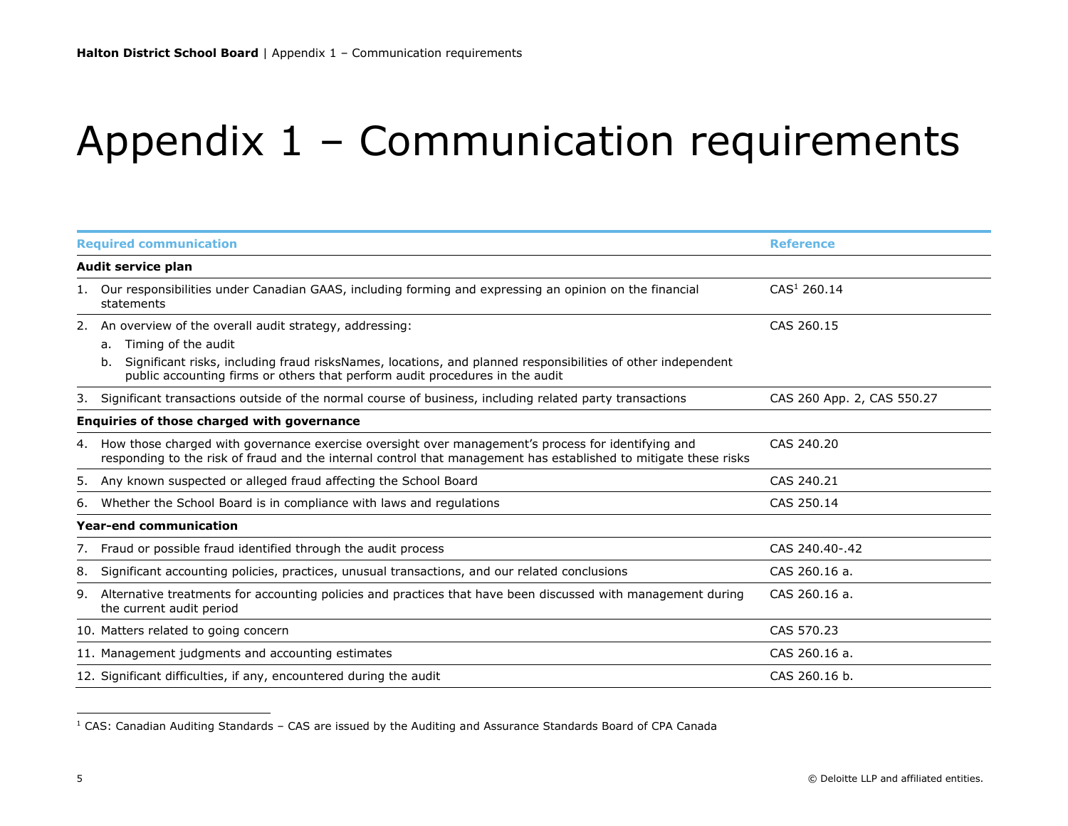# Appendix 1 – Communication requirements

| Required communication | Reference |
|---|---|
| **Audit service plan** | |
| 1. Our responsibilities under Canadian GAAS, including forming and expressing an opinion on the financial statements | CAS[1] 260.14 |
| 2. An overview of the overall audit strategy, addressing:<br>a. Timing of the audit<br>b. Significant risks, including fraud risksNames, locations, and planned responsibilities of other independent public accounting firms or others that perform audit procedures in the audit | CAS 260.15 |
| 3. Significant transactions outside of the normal course of business, including related party transactions | CAS 260 App. 2, CAS 550.27 |
| **Enquiries of those charged with governance** | |
| 4. How those charged with governance exercise oversight over management's process for identifying and responding to the risk of fraud and the internal control that management has established to mitigate these risks | CAS 240.20 |
| 5. Any known suspected or alleged fraud affecting the School Board | CAS 240.21 |
| 6. Whether the School Board is in compliance with laws and regulations | CAS 250.14 |
| **Year-end communication** | |
| 7. Fraud or possible fraud identified through the audit process | CAS 240.40-.42 |
| 8. Significant accounting policies, practices, unusual transactions, and our related conclusions | CAS 260.16 a. |
| 9. Alternative treatments for accounting policies and practices that have been discussed with management during the current audit period | CAS 260.16 a. |
| 10. Matters related to going concern | CAS 570.23 |
| 11. Management judgments and accounting estimates | CAS 260.16 a. |
| 12. Significant difficulties, if any, encountered during the audit | CAS 260.16 b. |

[1] CAS: Canadian Auditing Standards – CAS are issued by the Auditing and Assurance Standards Board of CPA Canada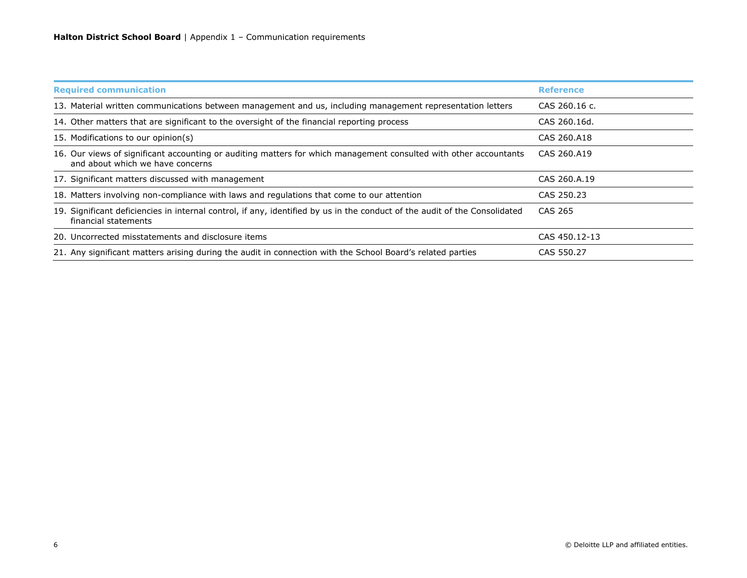| Required communication | Reference |
|---|---|
| 13. Material written communications between management and us, including management representation letters | CAS 260.16 c. |
| 14. Other matters that are significant to the oversight of the financial reporting process | CAS 260.16d. |
| 15. Modifications to our opinion(s) | CAS 260.A18 |
| 16. Our views of significant accounting or auditing matters for which management consulted with other accountants and about which we have concerns | CAS 260.A19 |
| 17. Significant matters discussed with management | CAS 260.A.19 |
| 18. Matters involving non-compliance with laws and regulations that come to our attention | CAS 250.23 |
| 19. Significant deficiencies in internal control, if any, identified by us in the conduct of the audit of the Consolidated financial statements | CAS 265 |
| 20. Uncorrected misstatements and disclosure items | CAS 450.12-13 |
| 21. Any significant matters arising during the audit in connection with the School Board's related parties | CAS 550.27 |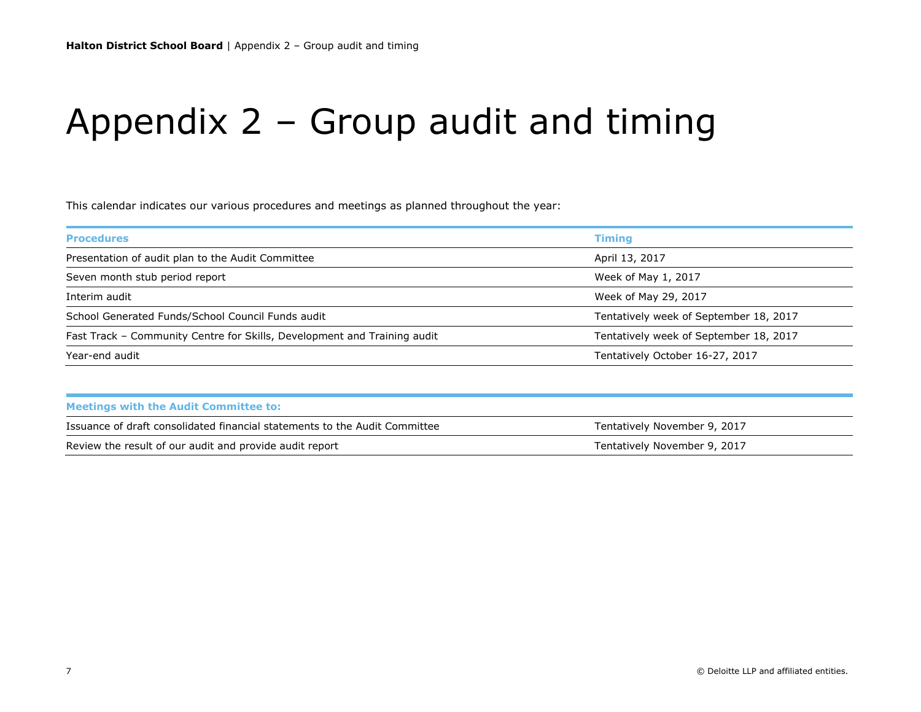# Appendix 2 – Group audit and timing

This calendar indicates our various procedures and meetings as planned throughout the year:

| Procedures | Timing |
|---|---|
| Presentation of audit plan to the Audit Committee | April 13, 2017 |
| Seven month stub period report | Week of May 1, 2017 |
| Interim audit | Week of May 29, 2017 |
| School Generated Funds/School Council Funds audit | Tentatively week of September 18, 2017 |
| Fast Track – Community Centre for Skills, Development and Training audit | Tentatively week of September 18, 2017 |
| Year-end audit | Tentatively October 16-27, 2017 |

| Meetings with the Audit Committee to: | |
|---|---|
| Issuance of draft consolidated financial statements to the Audit Committee | Tentatively November 9, 2017 |
| Review the result of our audit and provide audit report | Tentatively November 9, 2017 |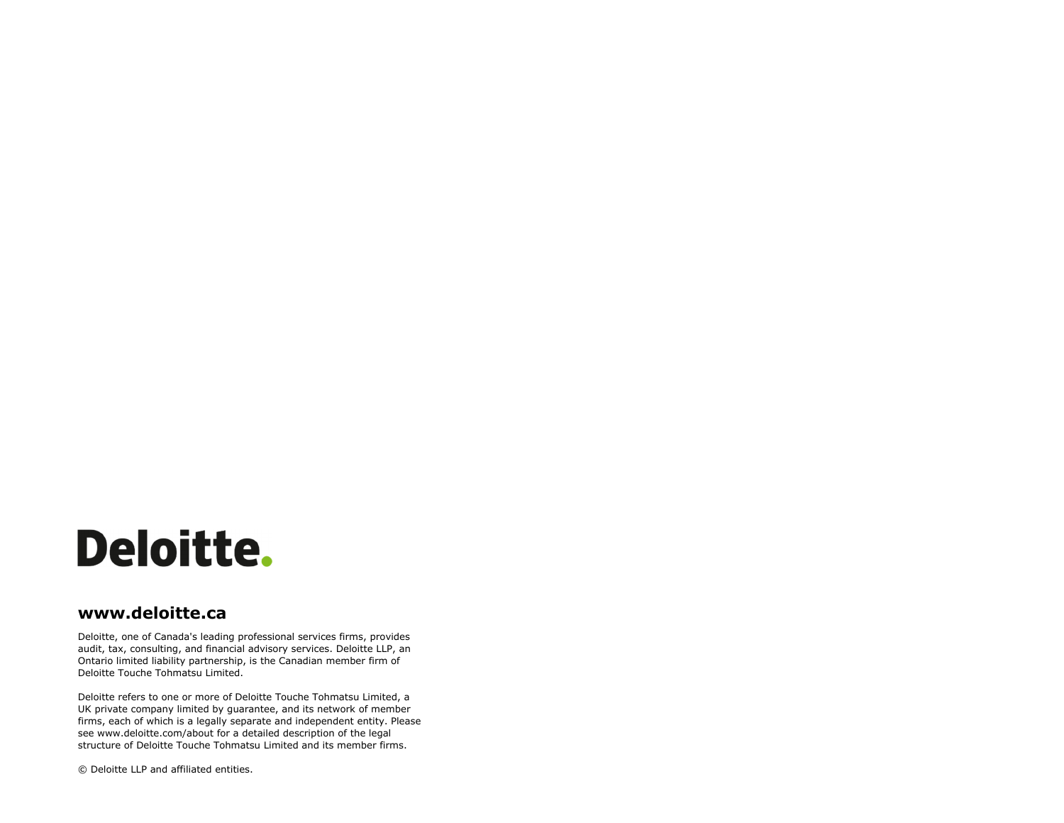Deloitte.

**www.deloitte.ca**

Deloitte, one of Canada's leading professional services firms, provides audit, tax, consulting, and financial advisory services. Deloitte LLP, an Ontario limited liability partnership, is the Canadian member firm of Deloitte Touche Tohmatsu Limited.

Deloitte refers to one or more of Deloitte Touche Tohmatsu Limited, a UK private company limited by guarantee, and its network of member firms, each of which is a legally separate and independent entity. Please see www.deloitte.com/about for a detailed description of the legal structure of Deloitte Touche Tohmatsu Limited and its member firms.

© Deloitte LLP and affiliated entities.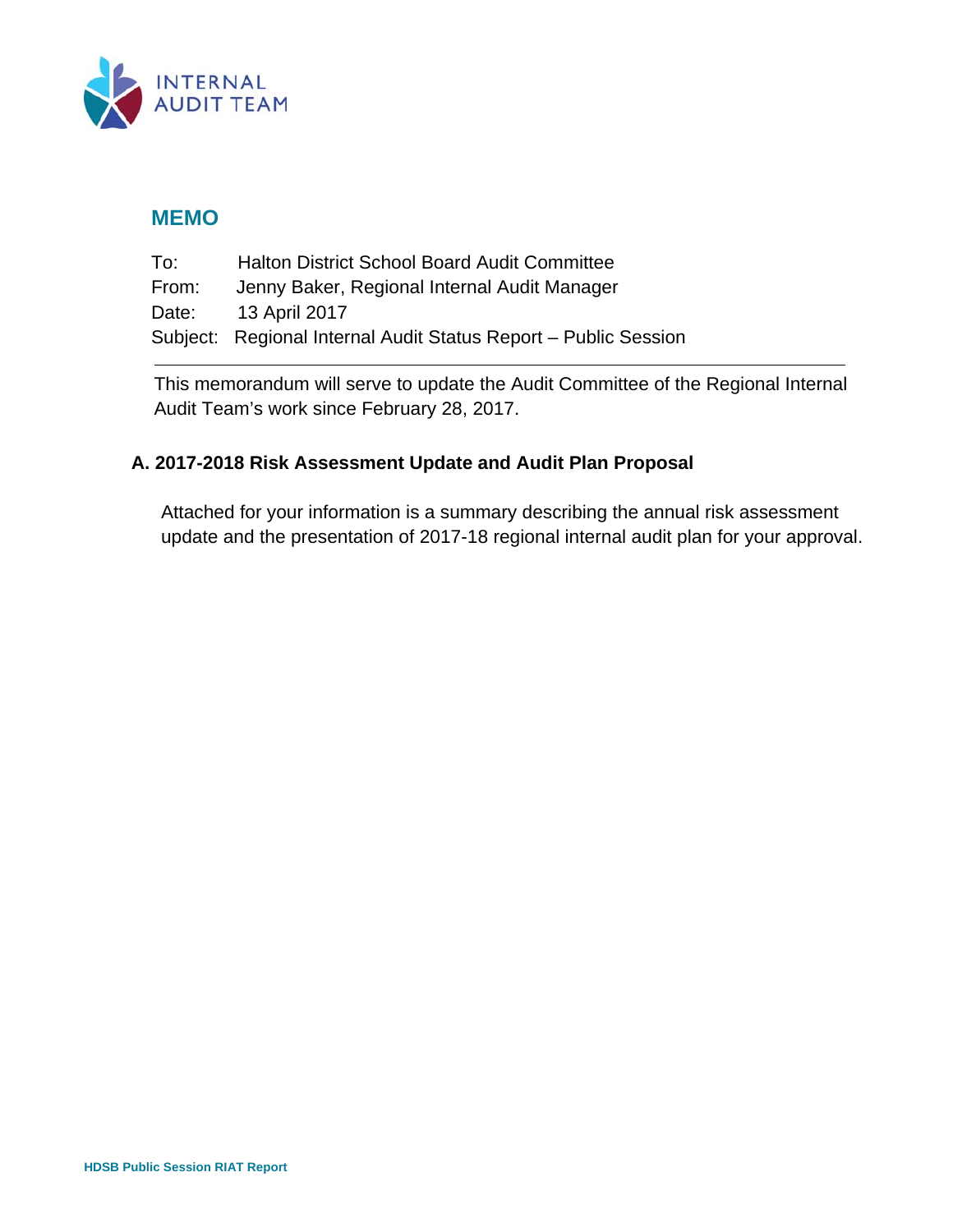INTERNAL AUDIT TEAM

# MEMO

To: Halton District School Board Audit Committee
From: Jenny Baker, Regional Internal Audit Manager
Date: 13 April 2017
Subject: Regional Internal Audit Status Report – Public Session

---

This memorandum will serve to update the Audit Committee of the Regional Internal Audit Team's work since February 28, 2017.

## A. 2017-2018 Risk Assessment Update and Audit Plan Proposal

Attached for your information is a summary describing the annual risk assessment update and the presentation of 2017-18 regional internal audit plan for your approval.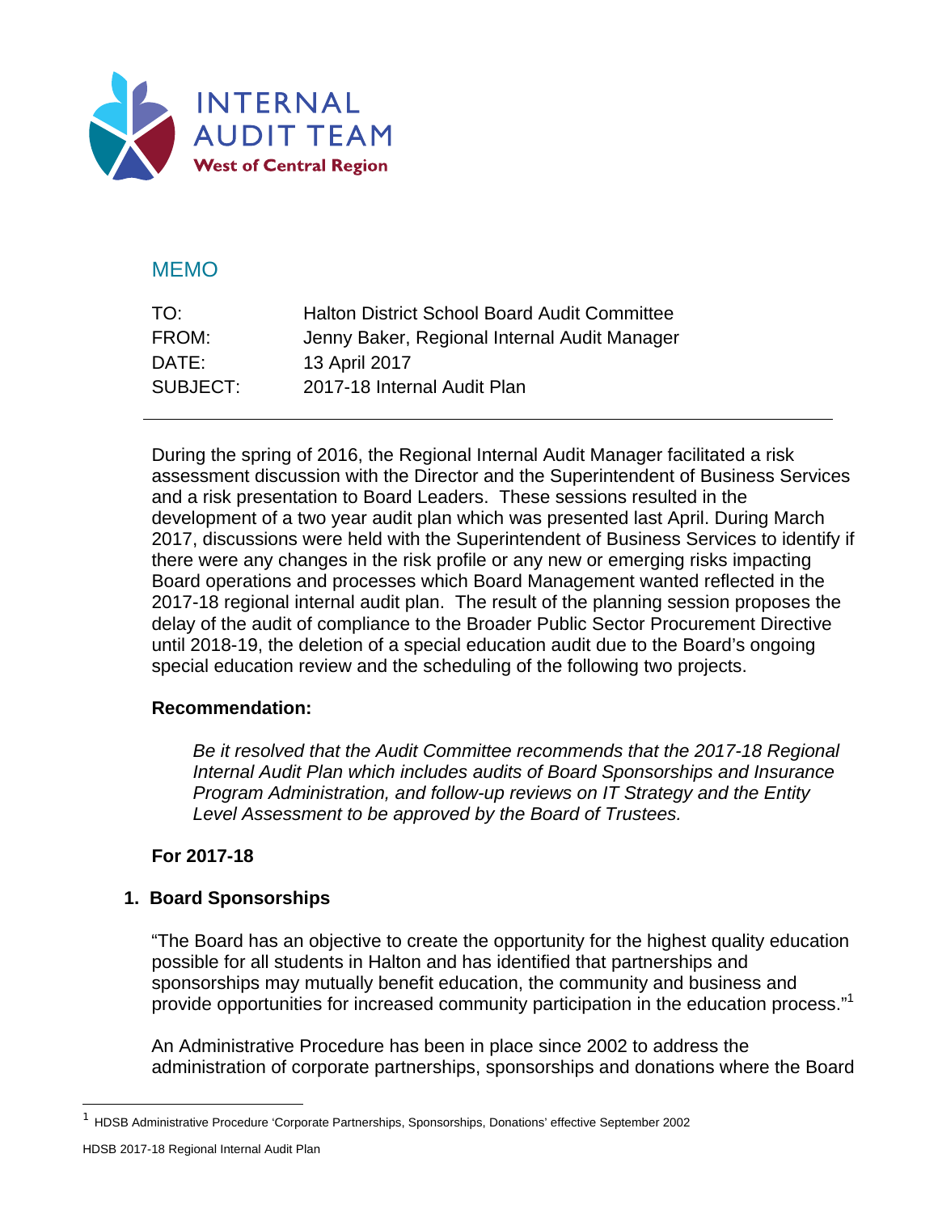INTERNAL AUDIT TEAM
West of Central Region

## MEMO

TO: Halton District School Board Audit Committee
FROM: Jenny Baker, Regional Internal Audit Manager
DATE: 13 April 2017
SUBJECT: 2017-18 Internal Audit Plan

---

During the spring of 2016, the Regional Internal Audit Manager facilitated a risk assessment discussion with the Director and the Superintendent of Business Services and a risk presentation to Board Leaders. These sessions resulted in the development of a two year audit plan which was presented last April. During March 2017, discussions were held with the Superintendent of Business Services to identify if there were any changes in the risk profile or any new or emerging risks impacting Board operations and processes which Board Management wanted reflected in the 2017-18 regional internal audit plan. The result of the planning session proposes the delay of the audit of compliance to the Broader Public Sector Procurement Directive until 2018-19, the deletion of a special education audit due to the Board's ongoing special education review and the scheduling of the following two projects.

**Recommendation:**

*Be it resolved that the Audit Committee recommends that the 2017-18 Regional Internal Audit Plan which includes audits of Board Sponsorships and Insurance Program Administration, and follow-up reviews on IT Strategy and the Entity Level Assessment to be approved by the Board of Trustees.*

**For 2017-18**

### 1. Board Sponsorships

"The Board has an objective to create the opportunity for the highest quality education possible for all students in Halton and has identified that partnerships and sponsorships may mutually benefit education, the community and business and provide opportunities for increased community participation in the education process."[1]

An Administrative Procedure has been in place since 2002 to address the administration of corporate partnerships, sponsorships and donations where the Board

[1] HDSB Administrative Procedure 'Corporate Partnerships, Sponsorships, Donations' effective September 2002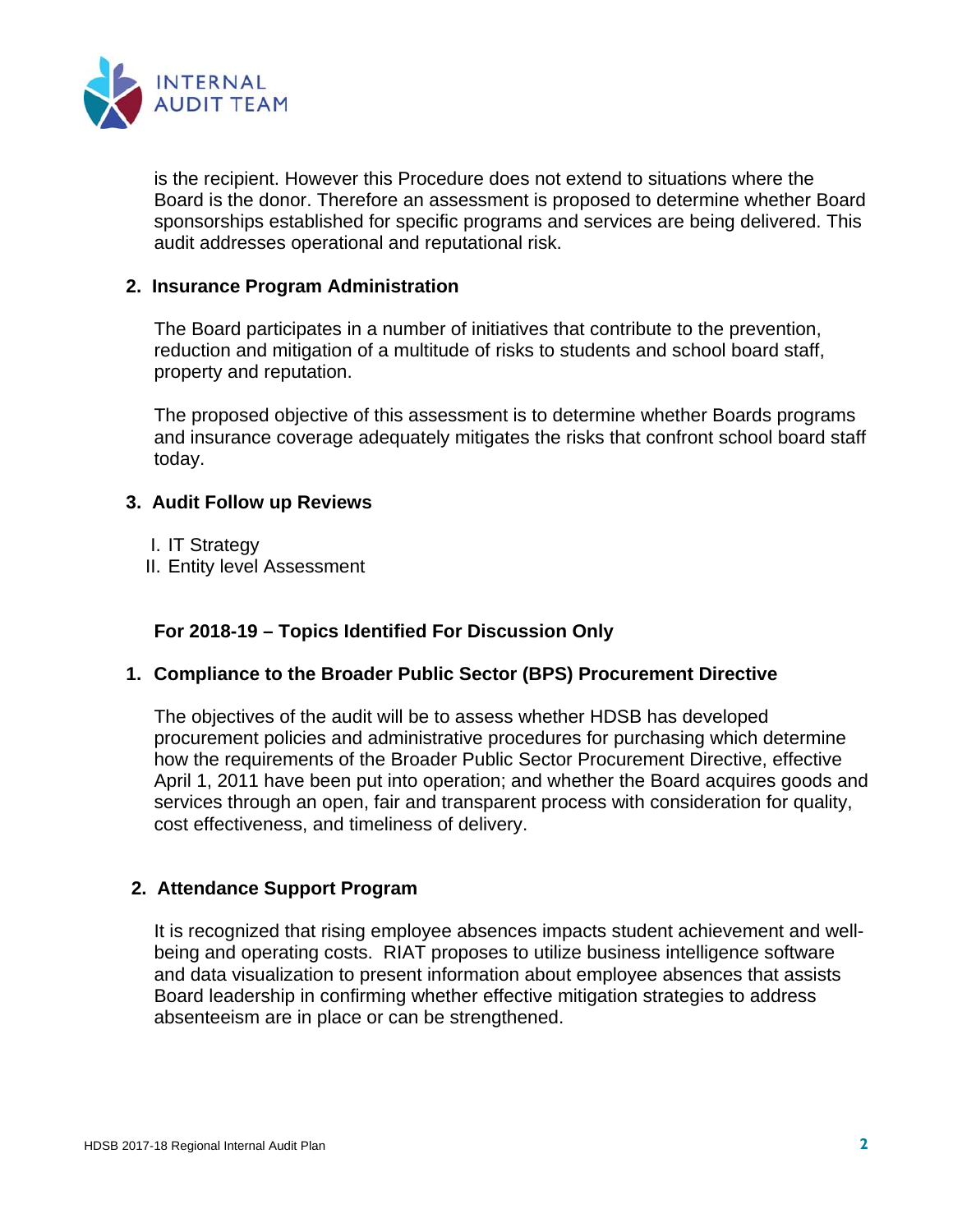is the recipient. However this Procedure does not extend to situations where the Board is the donor. Therefore an assessment is proposed to determine whether Board sponsorships established for specific programs and services are being delivered. This audit addresses operational and reputational risk.

### 2. Insurance Program Administration

The Board participates in a number of initiatives that contribute to the prevention, reduction and mitigation of a multitude of risks to students and school board staff, property and reputation.

The proposed objective of this assessment is to determine whether Boards programs and insurance coverage adequately mitigates the risks that confront school board staff today.

### 3. Audit Follow up Reviews

I. IT Strategy
II. Entity level Assessment

## For 2018-19 – Topics Identified For Discussion Only

### 1. Compliance to the Broader Public Sector (BPS) Procurement Directive

The objectives of the audit will be to assess whether HDSB has developed procurement policies and administrative procedures for purchasing which determine how the requirements of the Broader Public Sector Procurement Directive, effective April 1, 2011 have been put into operation; and whether the Board acquires goods and services through an open, fair and transparent process with consideration for quality, cost effectiveness, and timeliness of delivery.

### 2. Attendance Support Program

It is recognized that rising employee absences impacts student achievement and well-being and operating costs. RIAT proposes to utilize business intelligence software and data visualization to present information about employee absences that assists Board leadership in confirming whether effective mitigation strategies to address absenteeism are in place or can be strengthened.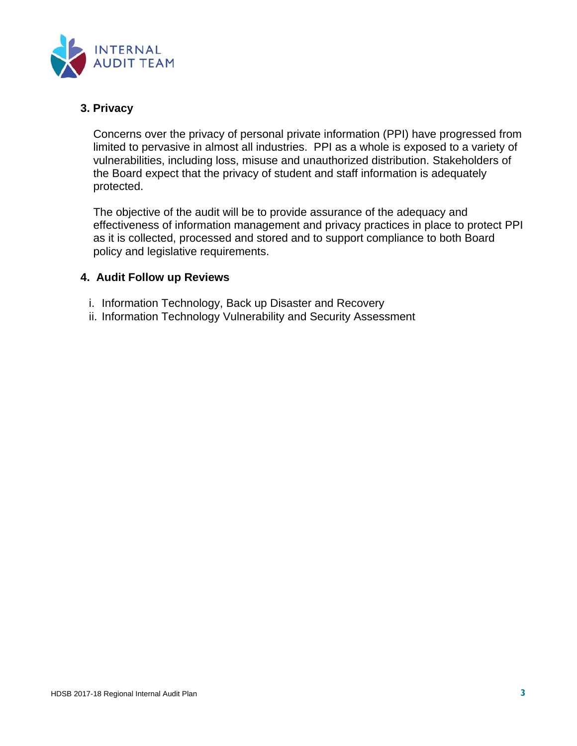### 3. Privacy

Concerns over the privacy of personal private information (PPI) have progressed from limited to pervasive in almost all industries. PPI as a whole is exposed to a variety of vulnerabilities, including loss, misuse and unauthorized distribution. Stakeholders of the Board expect that the privacy of student and staff information is adequately protected.

The objective of the audit will be to provide assurance of the adequacy and effectiveness of information management and privacy practices in place to protect PPI as it is collected, processed and stored and to support compliance to both Board policy and legislative requirements.

### 4. Audit Follow up Reviews

i. Information Technology, Back up Disaster and Recovery
ii. Information Technology Vulnerability and Security Assessment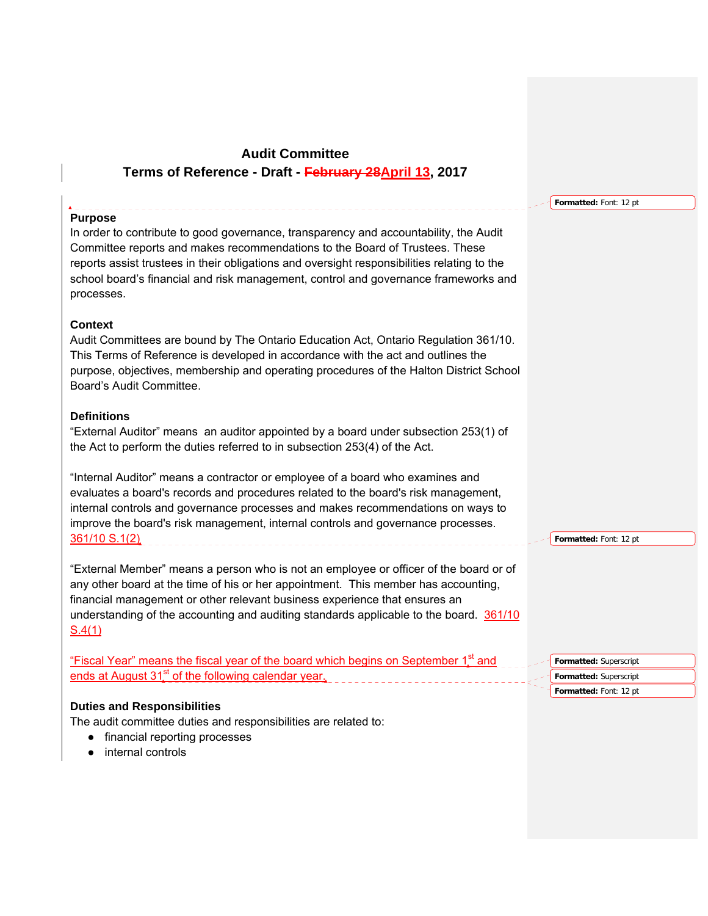# Audit Committee

## Terms of Reference - Draft - ~~February 28~~April 13, 2017

### Purpose

In order to contribute to good governance, transparency and accountability, the Audit Committee reports and makes recommendations to the Board of Trustees. These reports assist trustees in their obligations and oversight responsibilities relating to the school board's financial and risk management, control and governance frameworks and processes.

### Context

Audit Committees are bound by The Ontario Education Act, Ontario Regulation 361/10. This Terms of Reference is developed in accordance with the act and outlines the purpose, objectives, membership and operating procedures of the Halton District School Board's Audit Committee.

### Definitions

"External Auditor" means an auditor appointed by a board under subsection 253(1) of the Act to perform the duties referred to in subsection 253(4) of the Act.

"Internal Auditor" means a contractor or employee of a board who examines and evaluates a board's records and procedures related to the board's risk management, internal controls and governance processes and makes recommendations on ways to improve the board's risk management, internal controls and governance processes. 361/10 S.1(2)

"External Member" means a person who is not an employee or officer of the board or of any other board at the time of his or her appointment. This member has accounting, financial management or other relevant business experience that ensures an understanding of the accounting and auditing standards applicable to the board. 361/10 S.4(1)

"Fiscal Year" means the fiscal year of the board which begins on September 1st and ends at August 31st of the following calendar year.

### Duties and Responsibilities

The audit committee duties and responsibilities are related to:

- financial reporting processes
- internal controls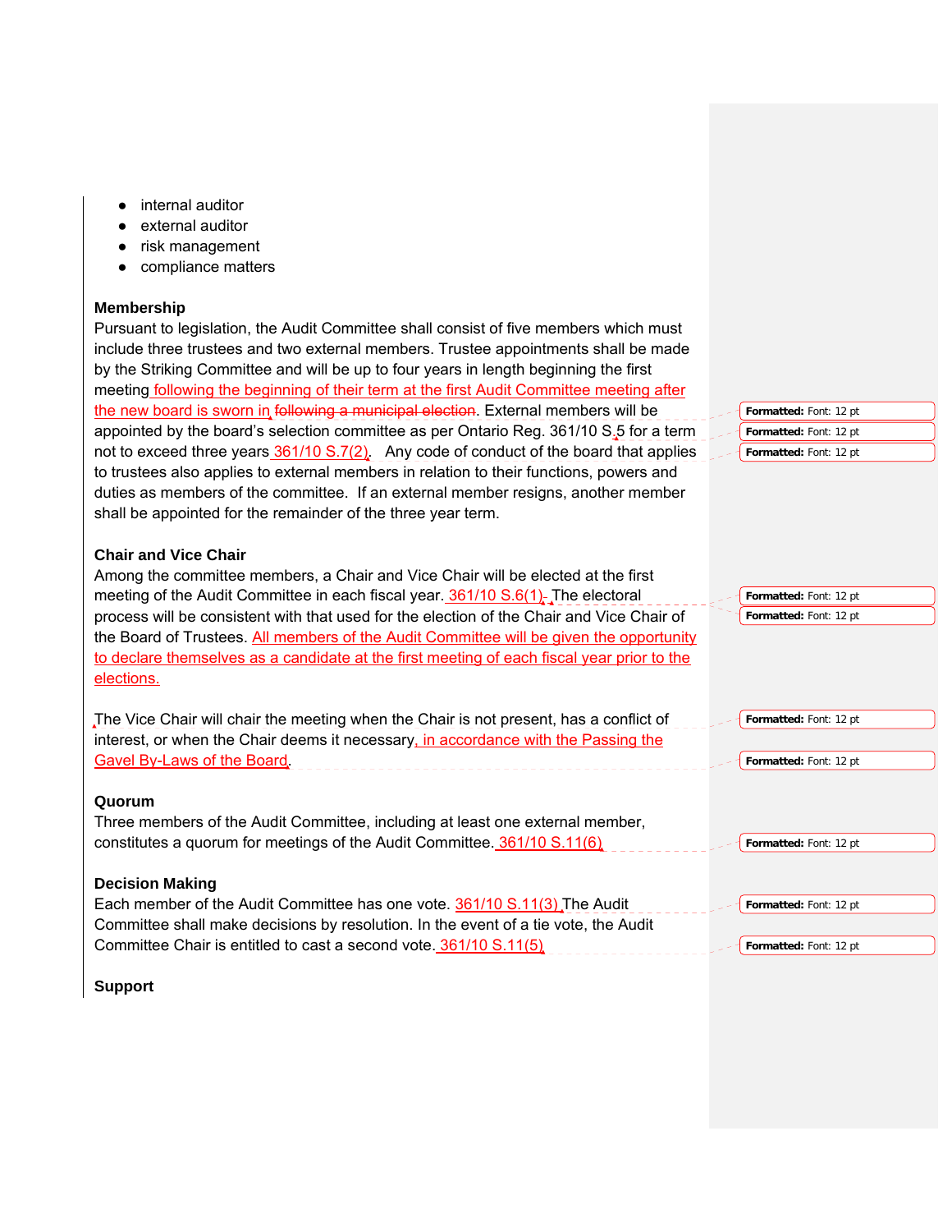- internal auditor
- external auditor
- risk management
- compliance matters

**Membership**

Pursuant to legislation, the Audit Committee shall consist of five members which must include three trustees and two external members. Trustee appointments shall be made by the Striking Committee and will be up to four years in length beginning the first meeting following the beginning of their term at the first Audit Committee meeting after the new board is sworn in ~~following a municipal election~~. External members will be appointed by the board's selection committee as per Ontario Reg. 361/10 S.5 for a term not to exceed three years 361/10 S.7(2). Any code of conduct of the board that applies to trustees also applies to external members in relation to their functions, powers and duties as members of the committee. If an external member resigns, another member shall be appointed for the remainder of the three year term.

**Chair and Vice Chair**

Among the committee members, a Chair and Vice Chair will be elected at the first meeting of the Audit Committee in each fiscal year. 361/10 S.6(1) The electoral process will be consistent with that used for the election of the Chair and Vice Chair of the Board of Trustees. All members of the Audit Committee will be given the opportunity to declare themselves as a candidate at the first meeting of each fiscal year prior to the elections.

The Vice Chair will chair the meeting when the Chair is not present, has a conflict of interest, or when the Chair deems it necessary, in accordance with the Passing the Gavel By-Laws of the Board.

**Quorum**

Three members of the Audit Committee, including at least one external member, constitutes a quorum for meetings of the Audit Committee. 361/10 S.11(6)

**Decision Making**

Each member of the Audit Committee has one vote. 361/10 S.11(3) The Audit Committee shall make decisions by resolution. In the event of a tie vote, the Audit Committee Chair is entitled to cast a second vote. 361/10 S.11(5)

**Support**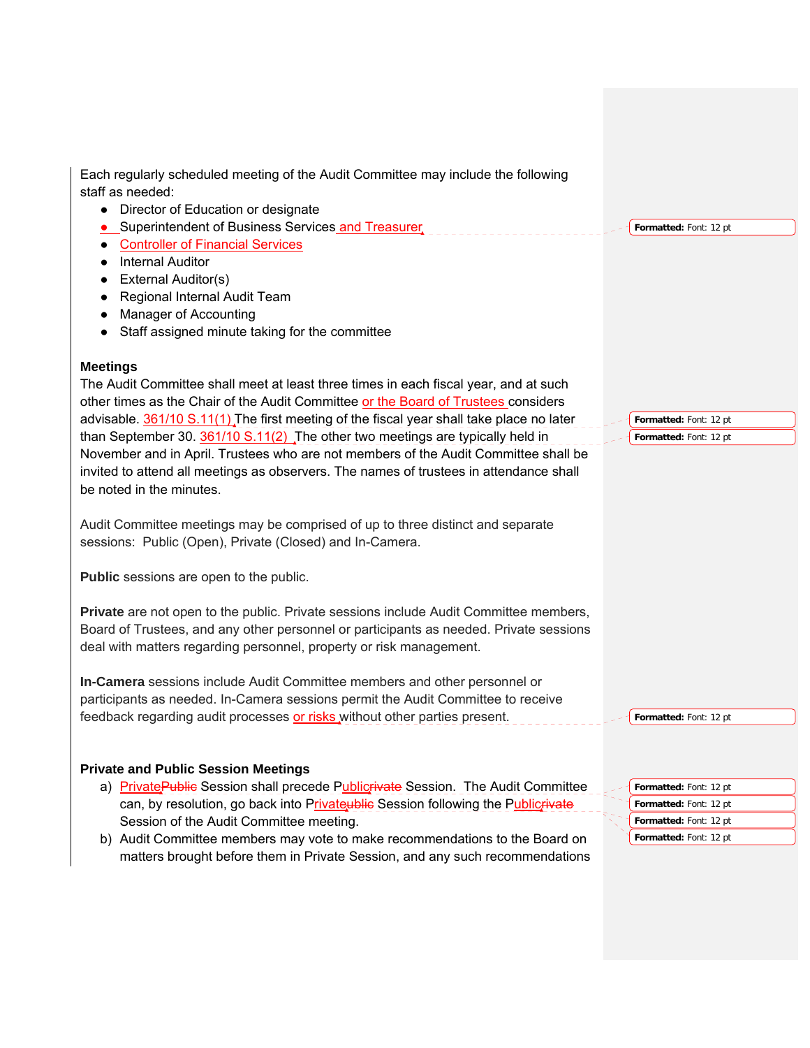Each regularly scheduled meeting of the Audit Committee may include the following staff as needed:

- Director of Education or designate
- Superintendent of Business Services and Treasurer
- Controller of Financial Services
- Internal Auditor
- External Auditor(s)
- Regional Internal Audit Team
- Manager of Accounting
- Staff assigned minute taking for the committee

**Meetings**

The Audit Committee shall meet at least three times in each fiscal year, and at such other times as the Chair of the Audit Committee or the Board of Trustees considers advisable. 361/10 S.11(1) The first meeting of the fiscal year shall take place no later than September 30. 361/10 S.11(2) The other two meetings are typically held in November and in April. Trustees who are not members of the Audit Committee shall be invited to attend all meetings as observers. The names of trustees in attendance shall be noted in the minutes.

Audit Committee meetings may be comprised of up to three distinct and separate sessions: Public (Open), Private (Closed) and In-Camera.

**Public** sessions are open to the public.

**Private** are not open to the public. Private sessions include Audit Committee members, Board of Trustees, and any other personnel or participants as needed. Private sessions deal with matters regarding personnel, property or risk management.

**In-Camera** sessions include Audit Committee members and other personnel or participants as needed. In-Camera sessions permit the Audit Committee to receive feedback regarding audit processes or risks without other parties present.

**Private and Public Session Meetings**

a) Private~~Public~~ Session shall precede Public~~rivate~~ Session. The Audit Committee can, by resolution, go back into Private~~ublic~~ Session following the Public~~rivate~~ Session of the Audit Committee meeting.

b) Audit Committee members may vote to make recommendations to the Board on matters brought before them in Private Session, and any such recommendations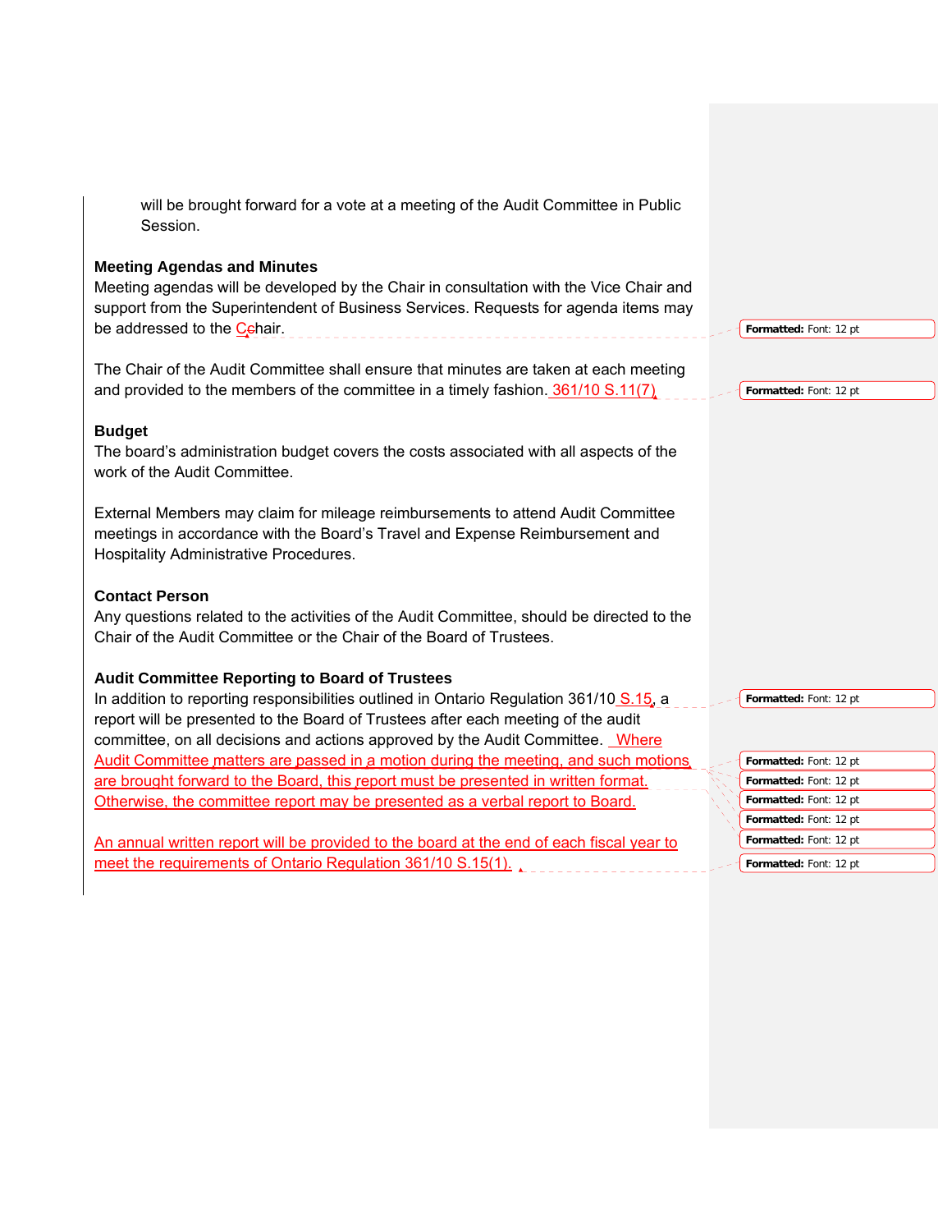will be brought forward for a vote at a meeting of the Audit Committee in Public Session.

**Meeting Agendas and Minutes**

Meeting agendas will be developed by the Chair in consultation with the Vice Chair and support from the Superintendent of Business Services. Requests for agenda items may be addressed to the Chair.

The Chair of the Audit Committee shall ensure that minutes are taken at each meeting and provided to the members of the committee in a timely fashion. 361/10 S.11(7)

**Budget**

The board's administration budget covers the costs associated with all aspects of the work of the Audit Committee.

External Members may claim for mileage reimbursements to attend Audit Committee meetings in accordance with the Board's Travel and Expense Reimbursement and Hospitality Administrative Procedures.

**Contact Person**

Any questions related to the activities of the Audit Committee, should be directed to the Chair of the Audit Committee or the Chair of the Board of Trustees.

**Audit Committee Reporting to Board of Trustees**

In addition to reporting responsibilities outlined in Ontario Regulation 361/10 S.15, a report will be presented to the Board of Trustees after each meeting of the audit committee, on all decisions and actions approved by the Audit Committee. Where Audit Committee matters are passed in a motion during the meeting, and such motions are brought forward to the Board, this report must be presented in written format. Otherwise, the committee report may be presented as a verbal report to Board.

An annual written report will be provided to the board at the end of each fiscal year to meet the requirements of Ontario Regulation 361/10 S.15(1).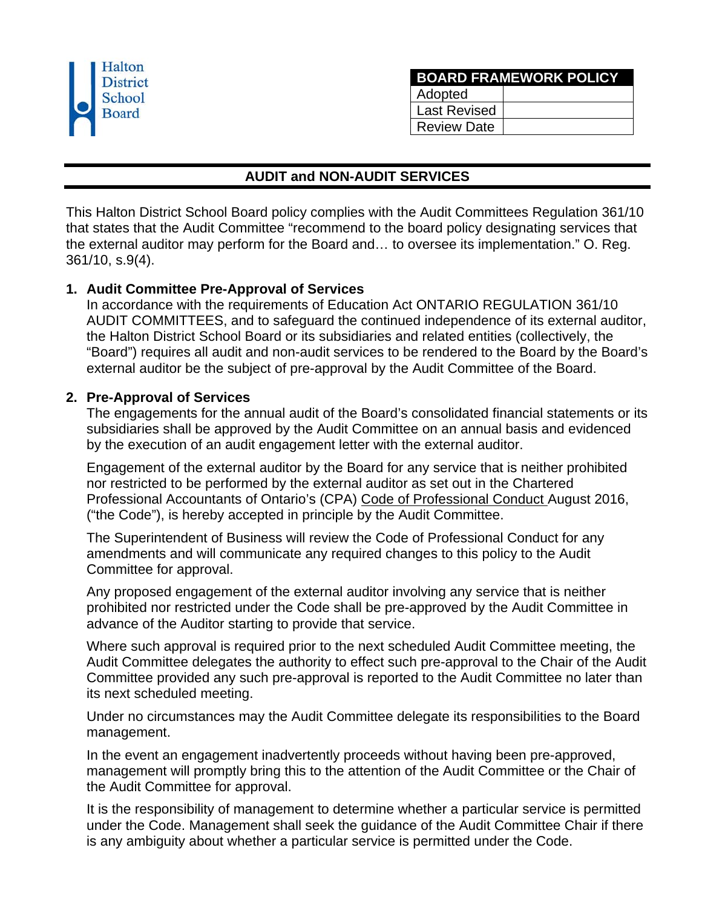Halton District School Board

| BOARD FRAMEWORK POLICY | |
|---|---|
| Adopted | |
| Last Revised | |
| Review Date | |

## AUDIT and NON-AUDIT SERVICES

This Halton District School Board policy complies with the Audit Committees Regulation 361/10 that states that the Audit Committee "recommend to the board policy designating services that the external auditor may perform for the Board and… to oversee its implementation." O. Reg. 361/10, s.9(4).

1. **Audit Committee Pre-Approval of Services**
   In accordance with the requirements of Education Act ONTARIO REGULATION 361/10 AUDIT COMMITTEES, and to safeguard the continued independence of its external auditor, the Halton District School Board or its subsidiaries and related entities (collectively, the "Board") requires all audit and non-audit services to be rendered to the Board by the Board's external auditor be the subject of pre-approval by the Audit Committee of the Board.

2. **Pre-Approval of Services**
   The engagements for the annual audit of the Board's consolidated financial statements or its subsidiaries shall be approved by the Audit Committee on an annual basis and evidenced by the execution of an audit engagement letter with the external auditor.

   Engagement of the external auditor by the Board for any service that is neither prohibited nor restricted to be performed by the external auditor as set out in the Chartered Professional Accountants of Ontario's (CPA) Code of Professional Conduct August 2016, ("the Code"), is hereby accepted in principle by the Audit Committee.

   The Superintendent of Business will review the Code of Professional Conduct for any amendments and will communicate any required changes to this policy to the Audit Committee for approval.

   Any proposed engagement of the external auditor involving any service that is neither prohibited nor restricted under the Code shall be pre-approved by the Audit Committee in advance of the Auditor starting to provide that service.

   Where such approval is required prior to the next scheduled Audit Committee meeting, the Audit Committee delegates the authority to effect such pre-approval to the Chair of the Audit Committee provided any such pre-approval is reported to the Audit Committee no later than its next scheduled meeting.

   Under no circumstances may the Audit Committee delegate its responsibilities to the Board management.

   In the event an engagement inadvertently proceeds without having been pre-approved, management will promptly bring this to the attention of the Audit Committee or the Chair of the Audit Committee for approval.

   It is the responsibility of management to determine whether a particular service is permitted under the Code. Management shall seek the guidance of the Audit Committee Chair if there is any ambiguity about whether a particular service is permitted under the Code.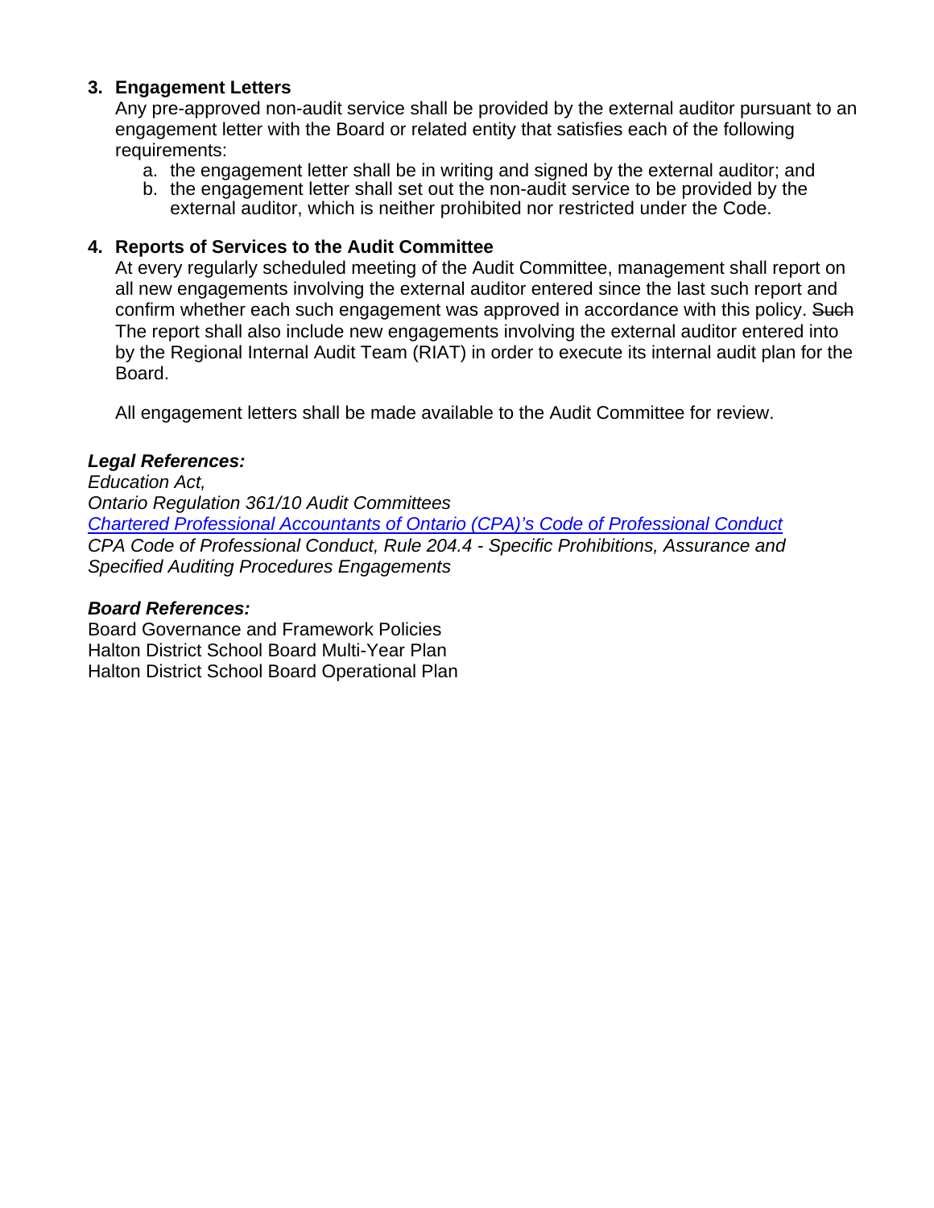**3. Engagement Letters**

Any pre-approved non-audit service shall be provided by the external auditor pursuant to an engagement letter with the Board or related entity that satisfies each of the following requirements:

a. the engagement letter shall be in writing and signed by the external auditor; and
b. the engagement letter shall set out the non-audit service to be provided by the external auditor, which is neither prohibited nor restricted under the Code.

**4. Reports of Services to the Audit Committee**

At every regularly scheduled meeting of the Audit Committee, management shall report on all new engagements involving the external auditor entered since the last such report and confirm whether each such engagement was approved in accordance with this policy. ~~Such~~ The report shall also include new engagements involving the external auditor entered into by the Regional Internal Audit Team (RIAT) in order to execute its internal audit plan for the Board.

All engagement letters shall be made available to the Audit Committee for review.

***Legal References:***

*Education Act,*
*Ontario Regulation 361/10 Audit Committees*
*Chartered Professional Accountants of Ontario (CPA)'s Code of Professional Conduct*
*CPA Code of Professional Conduct, Rule 204.4 - Specific Prohibitions, Assurance and Specified Auditing Procedures Engagements*

***Board References:***

Board Governance and Framework Policies
Halton District School Board Multi-Year Plan
Halton District School Board Operational Plan